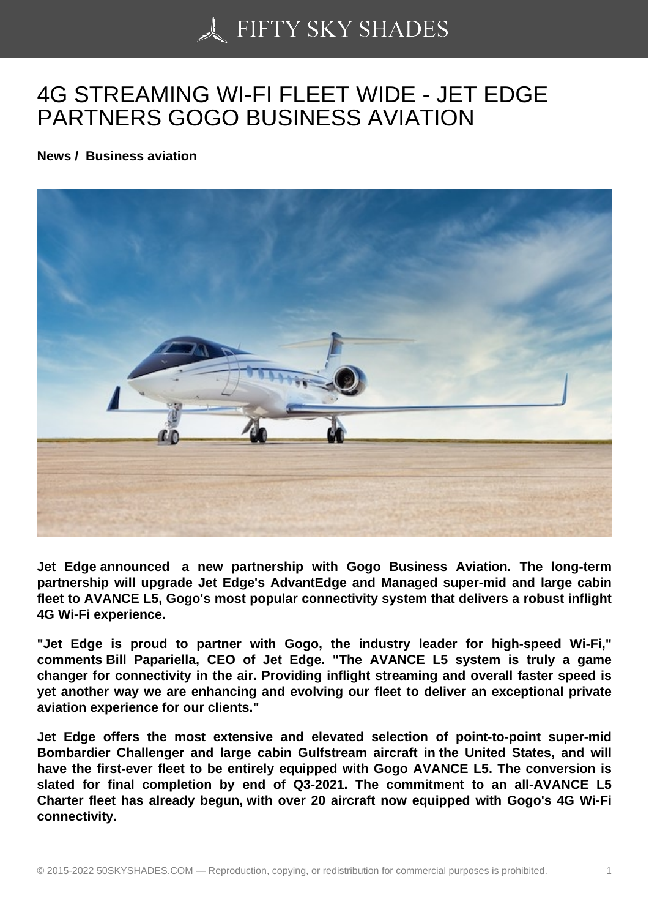# 4G STREAMING WI-FI FLEET WIDE - JET EDGE PARTNERS GOGO BUSINESS AVIATION

**News / Business aviation**

**Jet Edge announced a new partnership with Gogo Business Aviation. The long-term partnership will upgrade Jet Edge's AdvantEdge and Managed super-mid and large cabin fleet to AVANCE L5, Gogo's most popular connectivity system that delivers a robust inflight 4G Wi-Fi experience.**

**"Jet Edge is proud to partner with Gogo, the industry leader for high-speed Wi-Fi," comments Bill Papariella, CEO of Jet Edge. "The AVANCE L5 system is truly a game changer for connectivity in the air. Providing inflight streaming and overall faster speed is yet another way we are enhancing and evolving our fleet to deliver an exceptional private aviation experience for our clients."**

**Jet Edge offers the most extensive and elevated selection of point-to-point super-mid Bombardier Challenger and large cabin Gulfstream aircraft in the United States, and will have the first-ever fleet to be entirely equipped with Gogo AVANCE L5. The conversion is slated for final completion by end of Q3-2021. The commitment to an all-AVANCE L5 Charter fleet has already begun, with over 20 aircraft now equipped with Gogo's 4G Wi-Fi connectivity.**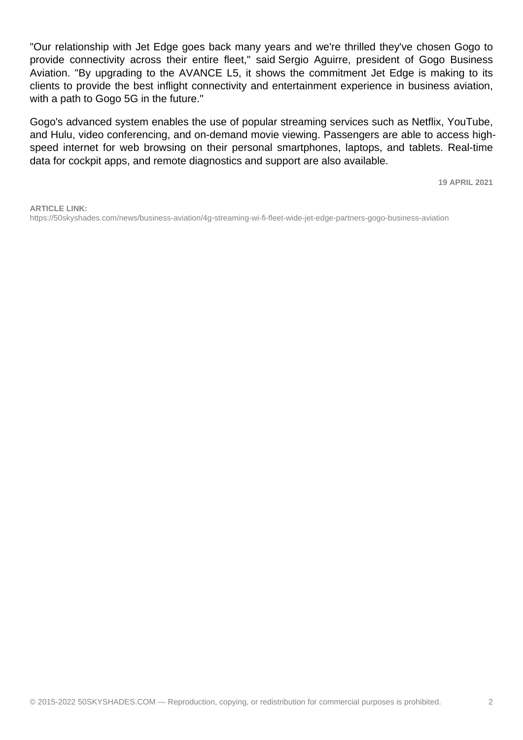"Our relationship with Jet Edge goes back many years and we're thrilled they've chosen Gogo to provide connectivity across their entire fleet," said Sergio Aguirre, president of Gogo Business Aviation. "By upgrading to the AVANCE L5, it shows the commitment Jet Edge is making to its clients to provide the best inflight connectivity and entertainment experience in business aviation, with a path to Gogo 5G in the future."

Gogo's advanced system enables the use of popular streaming services such as Netflix, YouTube, and Hulu, video conferencing, and on-demand movie viewing. Passengers are able to access high-speed internet for web browsing on their personal smartphones, laptops, and tablets. Real-time data for cockpit apps, and remote diagnostics and support are also available.

**19 APRIL 2021**

**ARTICLE LINK:**
https://50skyshades.com/news/business-aviation/4g-streaming-wi-fi-fleet-wide-jet-edge-partners-gogo-business-aviation